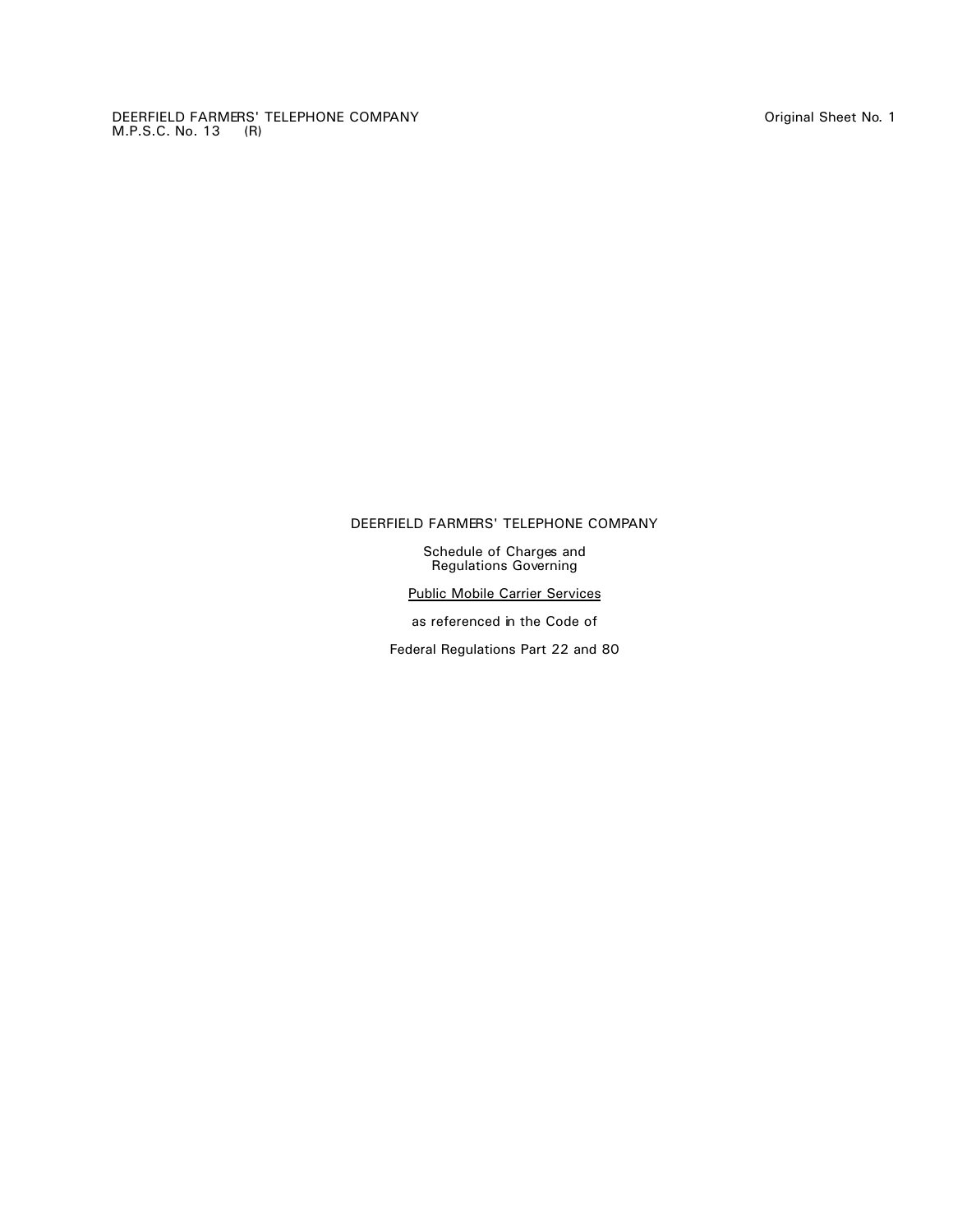DEERFIELD FARMERS' TELEPHONE COMPANY
M.P.S.C. No. 13 (R)

Original Sheet No. 1

DEERFIELD FARMERS' TELEPHONE COMPANY

Schedule of Charges and
Regulations Governing

Public Mobile Carrier Services

as referenced in the Code of

Federal Regulations Part 22 and 80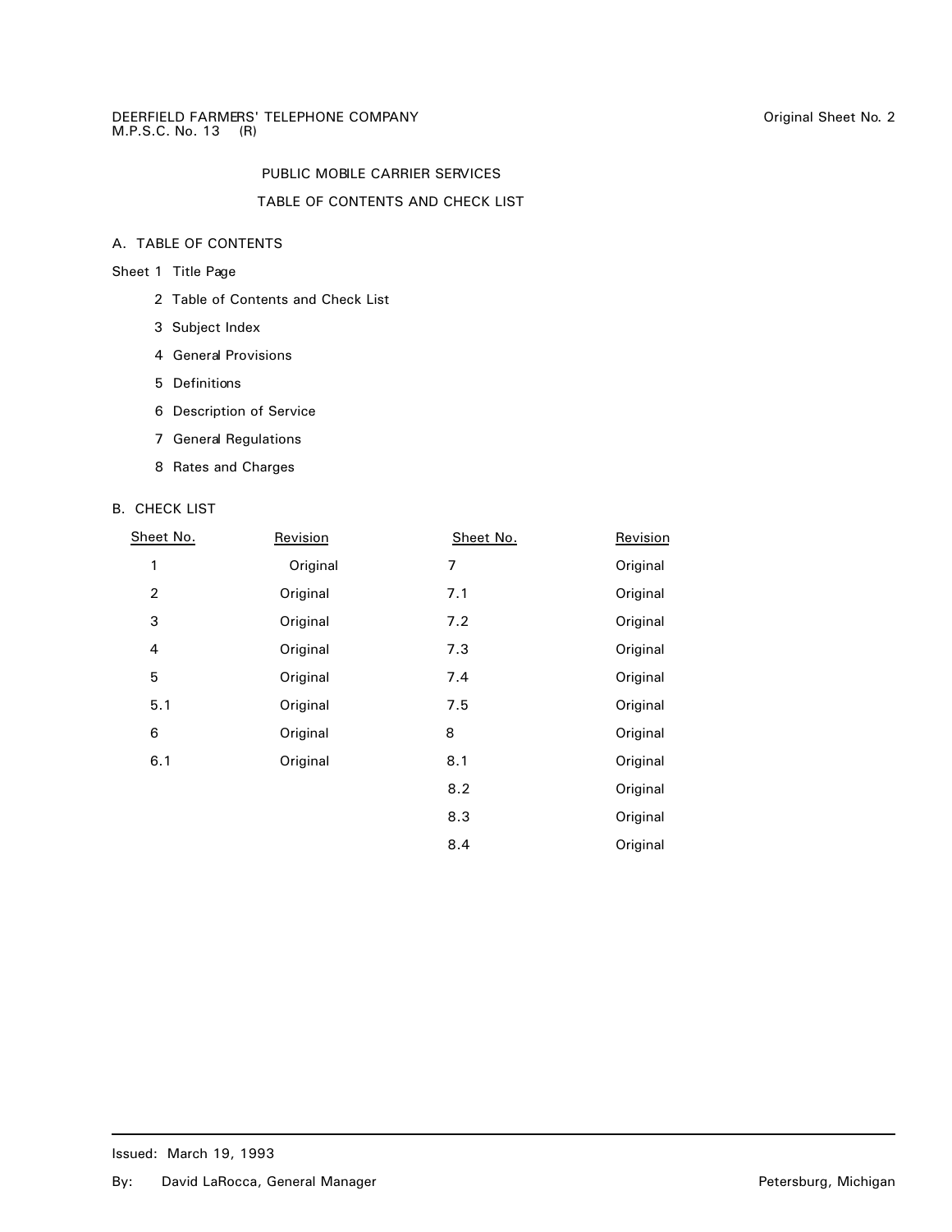DEERFIELD FARMERS' TELEPHONE COMPANY
M.P.S.C. No. 13 (R)

Original Sheet No. 2

# PUBLIC MOBILE CARRIER SERVICES

## TABLE OF CONTENTS AND CHECK LIST

### A. TABLE OF CONTENTS

Sheet 1 Title Page

2 Table of Contents and Check List

3 Subject Index

4 General Provisions

5 Definitions

6 Description of Service

7 General Regulations

8 Rates and Charges

### B. CHECK LIST

| Sheet No. | Revision | Sheet No. | Revision |
|---|---|---|---|
| 1 | Original | 7 | Original |
| 2 | Original | 7.1 | Original |
| 3 | Original | 7.2 | Original |
| 4 | Original | 7.3 | Original |
| 5 | Original | 7.4 | Original |
| 5.1 | Original | 7.5 | Original |
| 6 | Original | 8 | Original |
| 6.1 | Original | 8.1 | Original |
| | | 8.2 | Original |
| | | 8.3 | Original |
| | | 8.4 | Original |

Issued: March 19, 1993

By: David LaRocca, General Manager

Petersburg, Michigan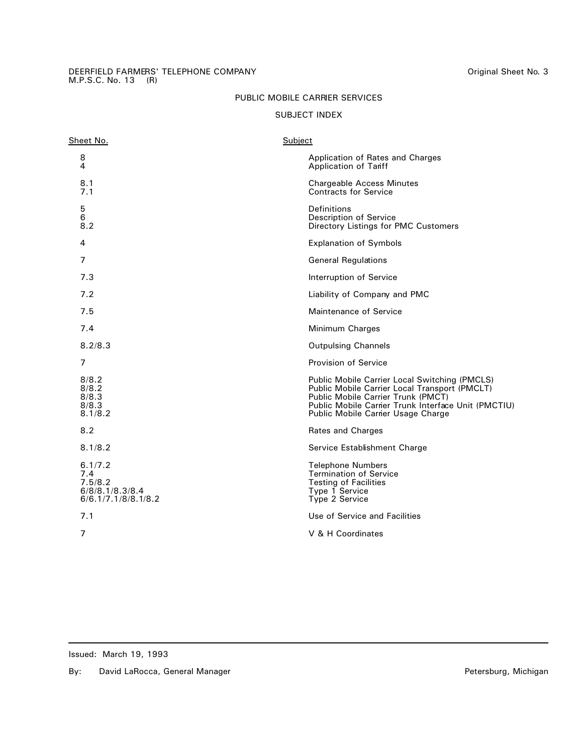DEERFIELD FARMERS' TELEPHONE COMPANY
M.P.S.C. No. 13 (R)

Original Sheet No. 3

PUBLIC MOBILE CARRIER SERVICES

SUBJECT INDEX

| Sheet No. | Subject |
|---|---|
| 8 | Application of Rates and Charges |
| 4 | Application of Tariff |
| 8.1 | Chargeable Access Minutes |
| 7.1 | Contracts for Service |
| 5 | Definitions |
| 6 | Description of Service |
| 8.2 | Directory Listings for PMC Customers |
| 4 | Explanation of Symbols |
| 7 | General Regulations |
| 7.3 | Interruption of Service |
| 7.2 | Liability of Company and PMC |
| 7.5 | Maintenance of Service |
| 7.4 | Minimum Charges |
| 8.2/8.3 | Outpulsing Channels |
| 7 | Provision of Service |
| 8/8.2 | Public Mobile Carrier Local Switching (PMCLS) |
| 8/8.2 | Public Mobile Carrier Local Transport (PMCLT) |
| 8/8.3 | Public Mobile Carrier Trunk (PMCT) |
| 8/8.3 | Public Mobile Carrier Trunk Interface Unit (PMCTIU) |
| 8.1/8.2 | Public Mobile Carrier Usage Charge |
| 8.2 | Rates and Charges |
| 8.1/8.2 | Service Establishment Charge |
| 6.1/7.2 | Telephone Numbers |
| 7.4 | Termination of Service |
| 7.5/8.2 | Testing of Facilities |
| 6/8/8.1/8.3/8.4 | Type 1 Service |
| 6/6.1/7.1/8/8.1/8.2 | Type 2 Service |
| 7.1 | Use of Service and Facilities |
| 7 | V & H Coordinates |

Issued: March 19, 1993

By: David LaRocca, General Manager

Petersburg, Michigan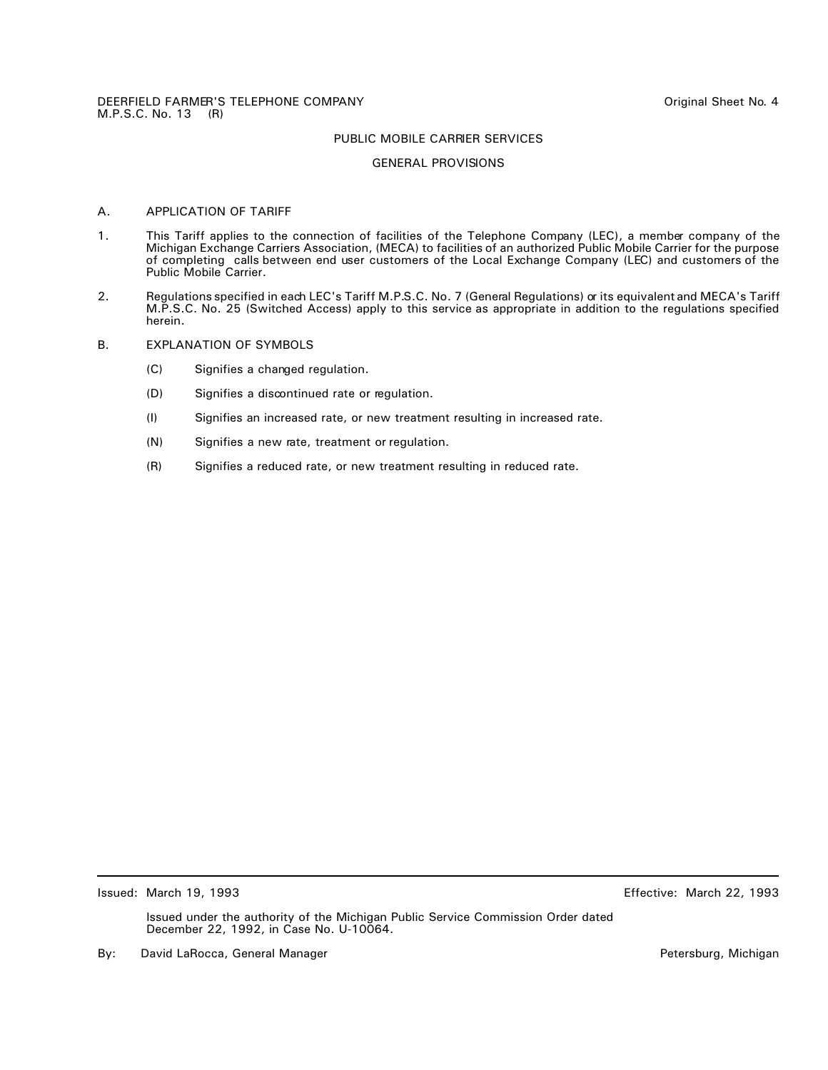DEERFIELD FARMER'S TELEPHONE COMPANY
M.P.S.C. No. 13 (R)

Original Sheet No. 4

PUBLIC MOBILE CARRIER SERVICES

GENERAL PROVISIONS

A. APPLICATION OF TARIFF

1. This Tariff applies to the connection of facilities of the Telephone Company (LEC), a member company of the Michigan Exchange Carriers Association, (MECA) to facilities of an authorized Public Mobile Carrier for the purpose of completing calls between end user customers of the Local Exchange Company (LEC) and customers of the Public Mobile Carrier.

2. Regulations specified in each LEC's Tariff M.P.S.C. No. 7 (General Regulations) or its equivalent and MECA's Tariff M.P.S.C. No. 25 (Switched Access) apply to this service as appropriate in addition to the regulations specified herein.

B. EXPLANATION OF SYMBOLS

(C) Signifies a changed regulation.

(D) Signifies a discontinued rate or regulation.

(I) Signifies an increased rate, or new treatment resulting in increased rate.

(N) Signifies a new rate, treatment or regulation.

(R) Signifies a reduced rate, or new treatment resulting in reduced rate.

Issued: March 19, 1993

Effective: March 22, 1993

Issued under the authority of the Michigan Public Service Commission Order dated December 22, 1992, in Case No. U-10064.

By: David LaRocca, General Manager

Petersburg, Michigan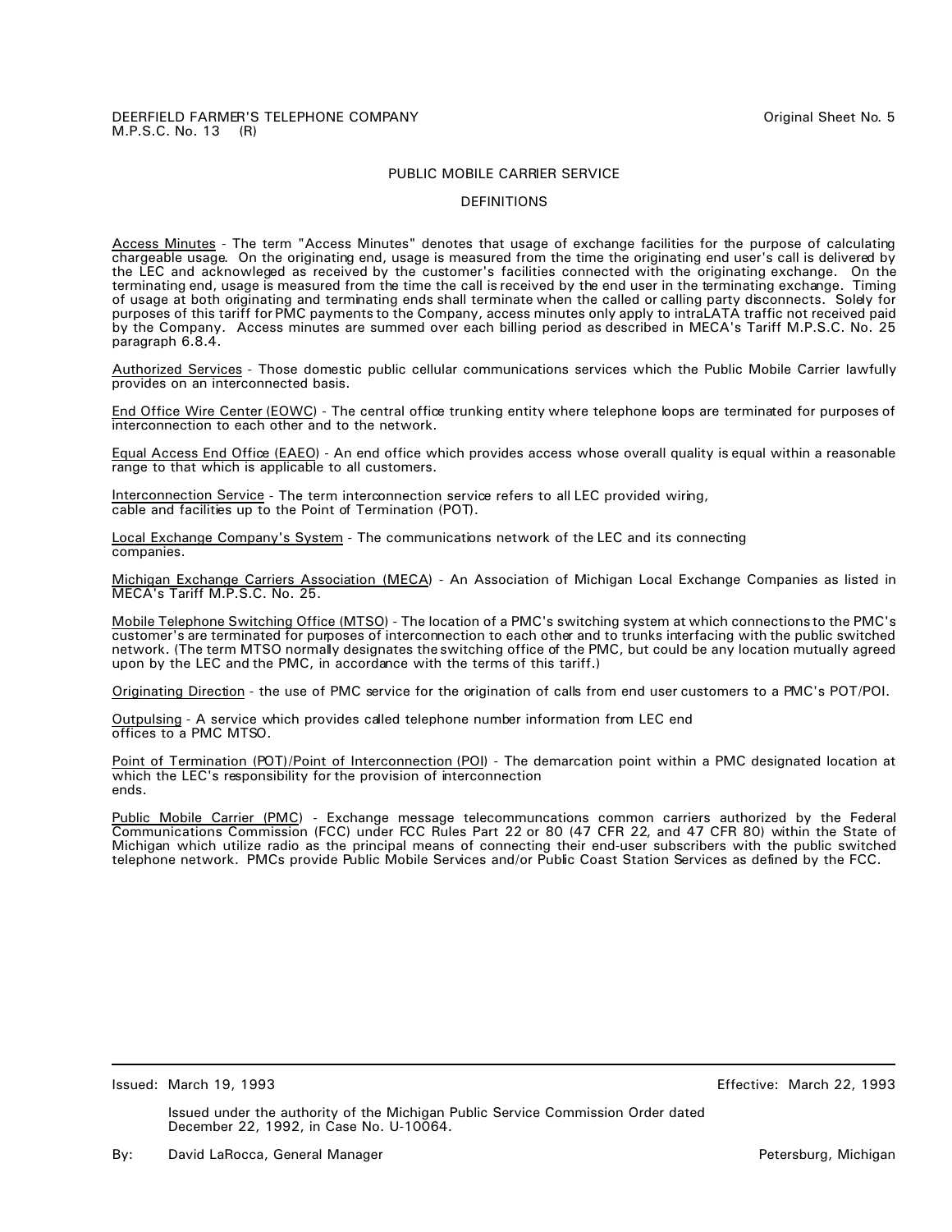DEERFIELD FARMER'S TELEPHONE COMPANY
M.P.S.C. No. 13 (R)

Original Sheet No. 5

## PUBLIC MOBILE CARRIER SERVICE

### DEFINITIONS

Access Minutes - The term "Access Minutes" denotes that usage of exchange facilities for the purpose of calculating chargeable usage. On the originating end, usage is measured from the time the originating end user's call is delivered by the LEC and acknowleged as received by the customer's facilities connected with the originating exchange. On the terminating end, usage is measured from the time the call is received by the end user in the terminating exchange. Timing of usage at both originating and terminating ends shall terminate when the called or calling party disconnects. Solely for purposes of this tariff for PMC payments to the Company, access minutes only apply to intraLATA traffic not received paid by the Company. Access minutes are summed over each billing period as described in MECA's Tariff M.P.S.C. No. 25 paragraph 6.8.4.

Authorized Services - Those domestic public cellular communications services which the Public Mobile Carrier lawfully provides on an interconnected basis.

End Office Wire Center (EOWC) - The central office trunking entity where telephone loops are terminated for purposes of interconnection to each other and to the network.

Equal Access End Office (EAEO) - An end office which provides access whose overall quality is equal within a reasonable range to that which is applicable to all customers.

Interconnection Service - The term interconnection service refers to all LEC provided wiring, cable and facilities up to the Point of Termination (POT).

Local Exchange Company's System - The communications network of the LEC and its connecting companies.

Michigan Exchange Carriers Association (MECA) - An Association of Michigan Local Exchange Companies as listed in MECA's Tariff M.P.S.C. No. 25.

Mobile Telephone Switching Office (MTSO) - The location of a PMC's switching system at which connections to the PMC's customer's are terminated for purposes of interconnection to each other and to trunks interfacing with the public switched network. (The term MTSO normally designates the switching office of the PMC, but could be any location mutually agreed upon by the LEC and the PMC, in accordance with the terms of this tariff.)

Originating Direction - the use of PMC service for the origination of calls from end user customers to a PMC's POT/POI.

Outpulsing - A service which provides called telephone number information from LEC end offices to a PMC MTSO.

Point of Termination (POT)/Point of Interconnection (POI) - The demarcation point within a PMC designated location at which the LEC's responsibility for the provision of interconnection ends.

Public Mobile Carrier (PMC) - Exchange message telecommuncations common carriers authorized by the Federal Communications Commission (FCC) under FCC Rules Part 22 or 80 (47 CFR 22, and 47 CFR 80) within the State of Michigan which utilize radio as the principal means of connecting their end-user subscribers with the public switched telephone network. PMCs provide Public Mobile Services and/or Public Coast Station Services as defined by the FCC.

Issued: March 19, 1993

Effective: March 22, 1993

Issued under the authority of the Michigan Public Service Commission Order dated December 22, 1992, in Case No. U-10064.

By: David LaRocca, General Manager

Petersburg, Michigan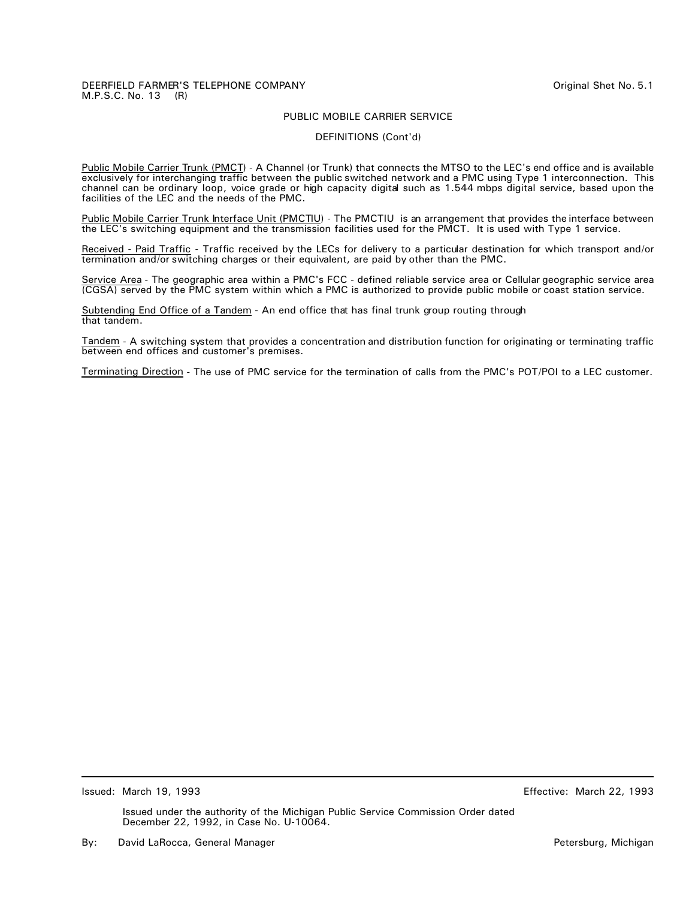DEERFIELD FARMER'S TELEPHONE COMPANY
M.P.S.C. No. 13 (R)

Original Shet No. 5.1

PUBLIC MOBILE CARRIER SERVICE

DEFINITIONS (Cont'd)

Public Mobile Carrier Trunk (PMCT) - A Channel (or Trunk) that connects the MTSO to the LEC's end office and is available exclusively for interchanging traffic between the public switched network and a PMC using Type 1 interconnection. This channel can be ordinary loop, voice grade or high capacity digital such as 1.544 mbps digital service, based upon the facilities of the LEC and the needs of the PMC.

Public Mobile Carrier Trunk Interface Unit (PMCTIU) - The PMCTIU is an arrangement that provides the interface between the LEC's switching equipment and the transmission facilities used for the PMCT. It is used with Type 1 service.

Received - Paid Traffic - Traffic received by the LECs for delivery to a particular destination for which transport and/or termination and/or switching charges or their equivalent, are paid by other than the PMC.

Service Area - The geographic area within a PMC's FCC - defined reliable service area or Cellular geographic service area (CGSA) served by the PMC system within which a PMC is authorized to provide public mobile or coast station service.

Subtending End Office of a Tandem - An end office that has final trunk group routing through that tandem.

Tandem - A switching system that provides a concentration and distribution function for originating or terminating traffic between end offices and customer's premises.

Terminating Direction - The use of PMC service for the termination of calls from the PMC's POT/POI to a LEC customer.

Issued: March 19, 1993

Effective: March 22, 1993

Issued under the authority of the Michigan Public Service Commission Order dated December 22, 1992, in Case No. U-10064.

By: David LaRocca, General Manager

Petersburg, Michigan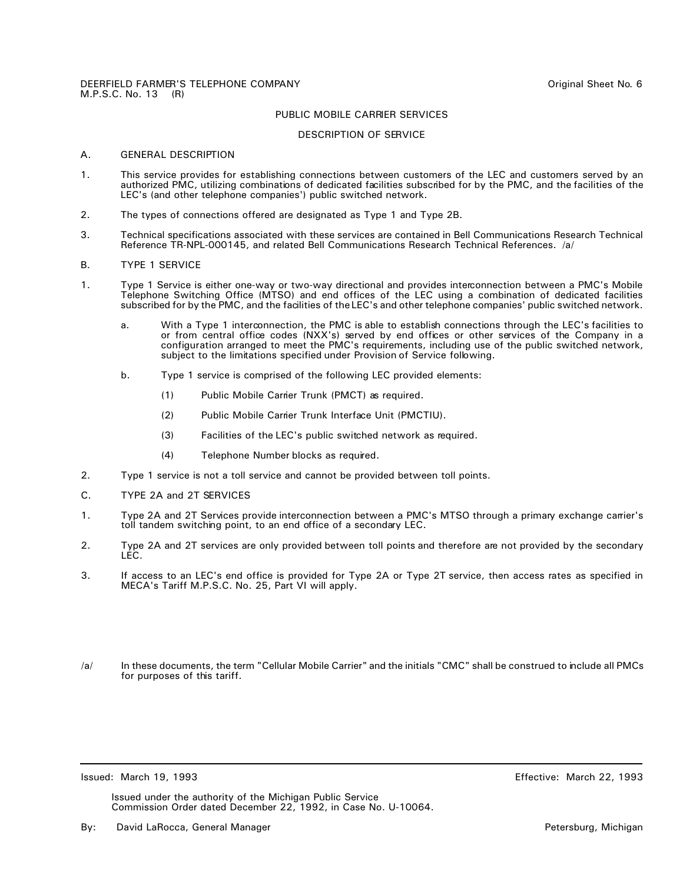DEERFIELD FARMER'S TELEPHONE COMPANY
M.P.S.C. No. 13 (R)

Original Sheet No. 6

## PUBLIC MOBILE CARRIER SERVICES

## DESCRIPTION OF SERVICE

A. GENERAL DESCRIPTION

1. This service provides for establishing connections between customers of the LEC and customers served by an authorized PMC, utilizing combinations of dedicated facilities subscribed for by the PMC, and the facilities of the LEC's (and other telephone companies') public switched network.

2. The types of connections offered are designated as Type 1 and Type 2B.

3. Technical specifications associated with these services are contained in Bell Communications Research Technical Reference TR-NPL-000145, and related Bell Communications Research Technical References. /a/

B. TYPE 1 SERVICE

1. Type 1 Service is either one-way or two-way directional and provides interconnection between a PMC's Mobile Telephone Switching Office (MTSO) and end offices of the LEC using a combination of dedicated facilities subscribed for by the PMC, and the facilities of the LEC's and other telephone companies' public switched network.

   a. With a Type 1 interconnection, the PMC is able to establish connections through the LEC's facilities to or from central office codes (NXX's) served by end offices or other services of the Company in a configuration arranged to meet the PMC's requirements, including use of the public switched network, subject to the limitations specified under Provision of Service following.

   b. Type 1 service is comprised of the following LEC provided elements:

      (1) Public Mobile Carrier Trunk (PMCT) as required.

      (2) Public Mobile Carrier Trunk Interface Unit (PMCTIU).

      (3) Facilities of the LEC's public switched network as required.

      (4) Telephone Number blocks as required.

2. Type 1 service is not a toll service and cannot be provided between toll points.

C. TYPE 2A and 2T SERVICES

1. Type 2A and 2T Services provide interconnection between a PMC's MTSO through a primary exchange carrier's toll tandem switching point, to an end office of a secondary LEC.

2. Type 2A and 2T services are only provided between toll points and therefore are not provided by the secondary LEC.

3. If access to an LEC's end office is provided for Type 2A or Type 2T service, then access rates as specified in MECA's Tariff M.P.S.C. No. 25, Part VI will apply.

/a/ In these documents, the term "Cellular Mobile Carrier" and the initials "CMC" shall be construed to include all PMCs for purposes of this tariff.

Issued: March 19, 1993

Effective: March 22, 1993

Issued under the authority of the Michigan Public Service Commission Order dated December 22, 1992, in Case No. U-10064.

By: David LaRocca, General Manager

Petersburg, Michigan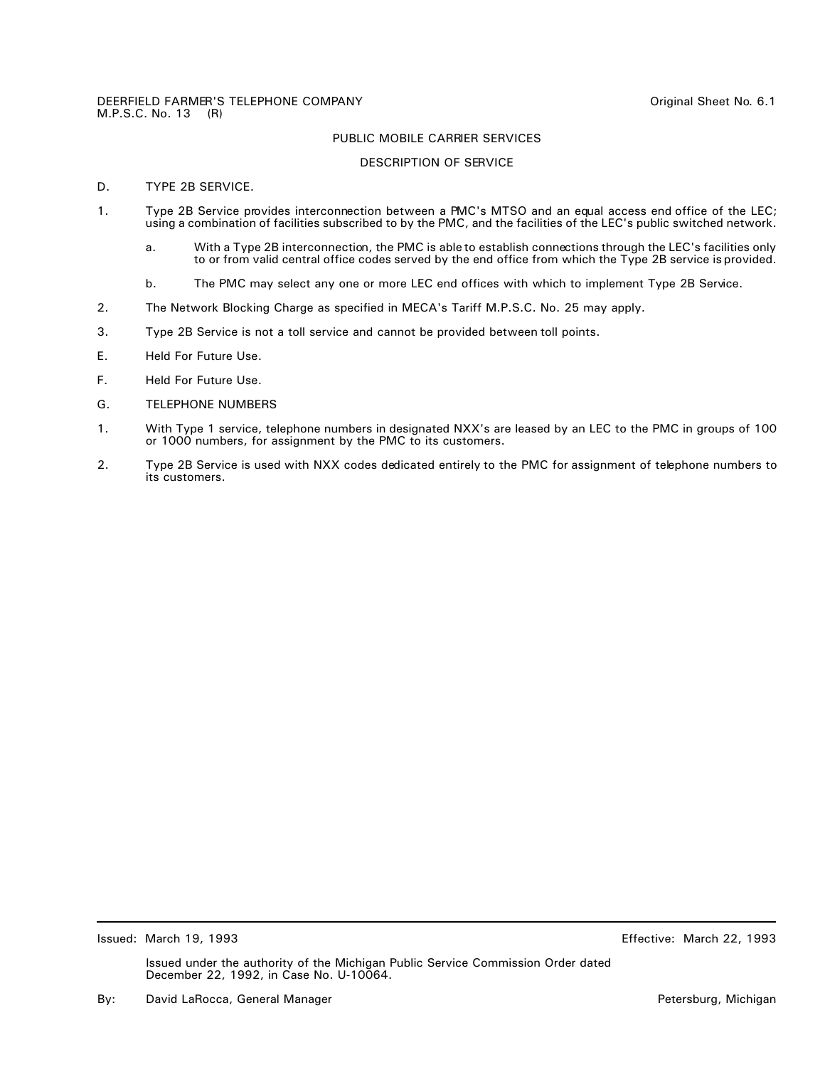DEERFIELD FARMER'S TELEPHONE COMPANY
M.P.S.C. No. 13 (R)

Original Sheet No. 6.1

PUBLIC MOBILE CARRIER SERVICES

DESCRIPTION OF SERVICE

D. TYPE 2B SERVICE.

1. Type 2B Service provides interconnection between a PMC's MTSO and an equal access end office of the LEC; using a combination of facilities subscribed to by the PMC, and the facilities of the LEC's public switched network.

   a. With a Type 2B interconnection, the PMC is able to establish connections through the LEC's facilities only to or from valid central office codes served by the end office from which the Type 2B service is provided.

   b. The PMC may select any one or more LEC end offices with which to implement Type 2B Service.

2. The Network Blocking Charge as specified in MECA's Tariff M.P.S.C. No. 25 may apply.

3. Type 2B Service is not a toll service and cannot be provided between toll points.

E. Held For Future Use.

F. Held For Future Use.

G. TELEPHONE NUMBERS

1. With Type 1 service, telephone numbers in designated NXX's are leased by an LEC to the PMC in groups of 100 or 1000 numbers, for assignment by the PMC to its customers.

2. Type 2B Service is used with NXX codes dedicated entirely to the PMC for assignment of telephone numbers to its customers.

Issued: March 19, 1993

Effective: March 22, 1993

Issued under the authority of the Michigan Public Service Commission Order dated December 22, 1992, in Case No. U-10064.

By: David LaRocca, General Manager

Petersburg, Michigan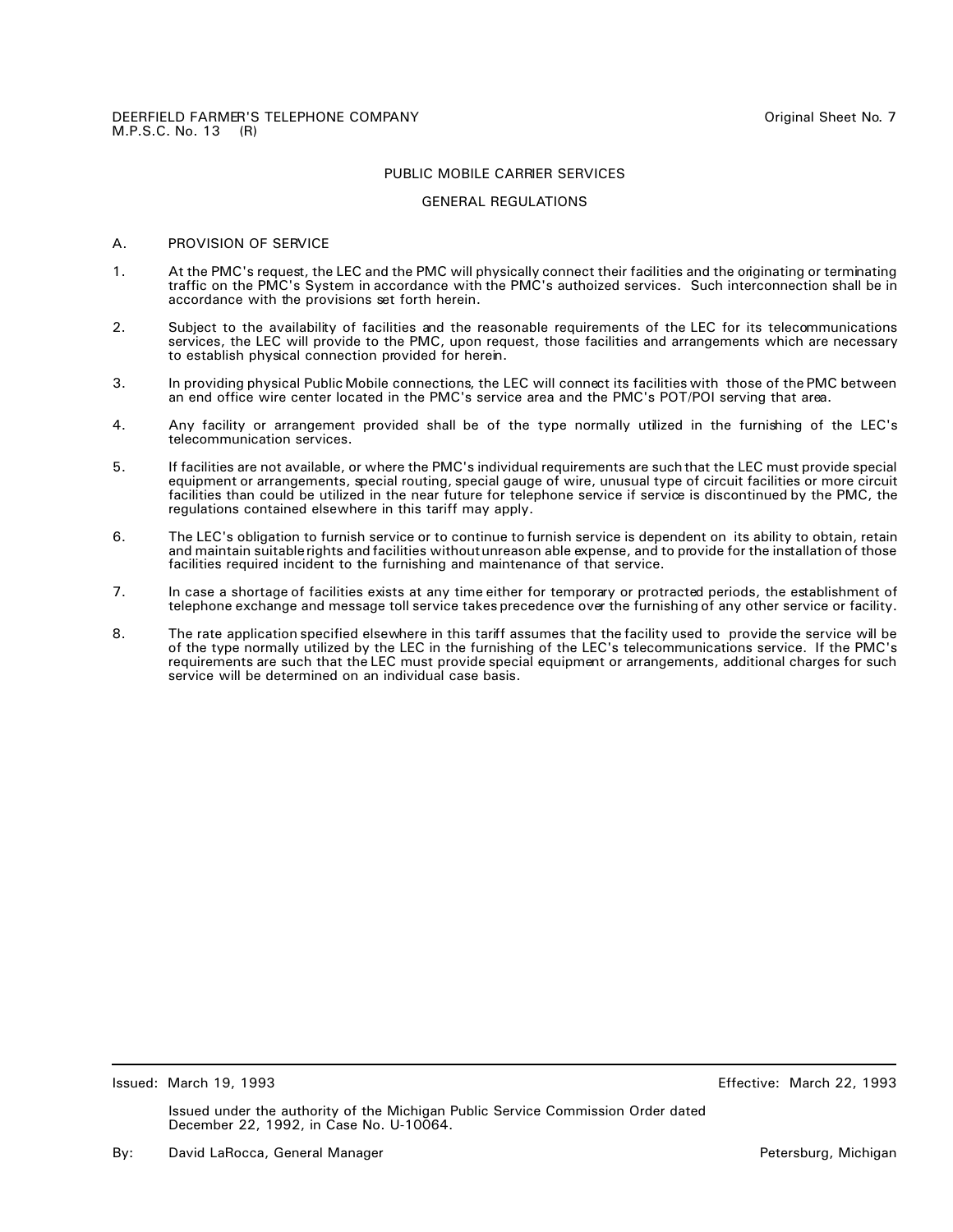DEERFIELD FARMER'S TELEPHONE COMPANY
M.P.S.C. No. 13 (R)

Original Sheet No. 7

## PUBLIC MOBILE CARRIER SERVICES

## GENERAL REGULATIONS

A. PROVISION OF SERVICE

1. At the PMC's request, the LEC and the PMC will physically connect their facilities and the originating or terminating traffic on the PMC's System in accordance with the PMC's authoized services. Such interconnection shall be in accordance with the provisions set forth herein.

2. Subject to the availability of facilities and the reasonable requirements of the LEC for its telecommunications services, the LEC will provide to the PMC, upon request, those facilities and arrangements which are necessary to establish physical connection provided for herein.

3. In providing physical Public Mobile connections, the LEC will connect its facilities with those of the PMC between an end office wire center located in the PMC's service area and the PMC's POT/POI serving that area.

4. Any facility or arrangement provided shall be of the type normally utilized in the furnishing of the LEC's telecommunication services.

5. If facilities are not available, or where the PMC's individual requirements are such that the LEC must provide special equipment or arrangements, special routing, special gauge of wire, unusual type of circuit facilities or more circuit facilities than could be utilized in the near future for telephone service if service is discontinued by the PMC, the regulations contained elsewhere in this tariff may apply.

6. The LEC's obligation to furnish service or to continue to furnish service is dependent on its ability to obtain, retain and maintain suitable rights and facilities without unreason able expense, and to provide for the installation of those facilities required incident to the furnishing and maintenance of that service.

7. In case a shortage of facilities exists at any time either for temporary or protracted periods, the establishment of telephone exchange and message toll service takes precedence over the furnishing of any other service or facility.

8. The rate application specified elsewhere in this tariff assumes that the facility used to provide the service will be of the type normally utilized by the LEC in the furnishing of the LEC's telecommunications service. If the PMC's requirements are such that the LEC must provide special equipment or arrangements, additional charges for such service will be determined on an individual case basis.

Issued: March 19, 1993

Effective: March 22, 1993

Issued under the authority of the Michigan Public Service Commission Order dated December 22, 1992, in Case No. U-10064.

By: David LaRocca, General Manager

Petersburg, Michigan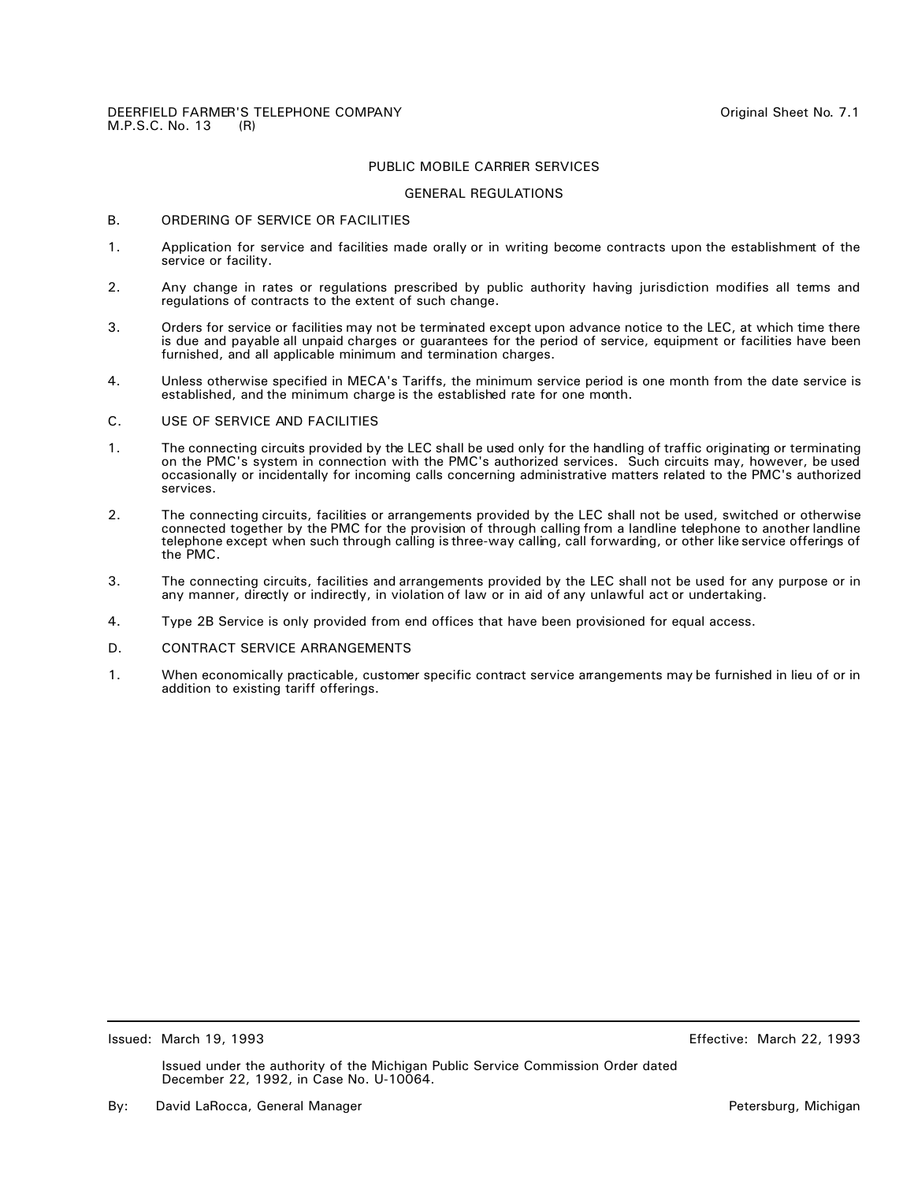DEERFIELD FARMER'S TELEPHONE COMPANY
M.P.S.C. No. 13 (R)

Original Sheet No. 7.1

## PUBLIC MOBILE CARRIER SERVICES

## GENERAL REGULATIONS

### B. ORDERING OF SERVICE OR FACILITIES

1. Application for service and facilities made orally or in writing become contracts upon the establishment of the service or facility.

2. Any change in rates or regulations prescribed by public authority having jurisdiction modifies all terms and regulations of contracts to the extent of such change.

3. Orders for service or facilities may not be terminated except upon advance notice to the LEC, at which time there is due and payable all unpaid charges or guarantees for the period of service, equipment or facilities have been furnished, and all applicable minimum and termination charges.

4. Unless otherwise specified in MECA's Tariffs, the minimum service period is one month from the date service is established, and the minimum charge is the established rate for one month.

### C. USE OF SERVICE AND FACILITIES

1. The connecting circuits provided by the LEC shall be used only for the handling of traffic originating or terminating on the PMC's system in connection with the PMC's authorized services. Such circuits may, however, be used occasionally or incidentally for incoming calls concerning administrative matters related to the PMC's authorized services.

2. The connecting circuits, facilities or arrangements provided by the LEC shall not be used, switched or otherwise connected together by the PMC for the provision of through calling from a landline telephone to another landline telephone except when such through calling is three-way calling, call forwarding, or other like service offerings of the PMC.

3. The connecting circuits, facilities and arrangements provided by the LEC shall not be used for any purpose or in any manner, directly or indirectly, in violation of law or in aid of any unlawful act or undertaking.

4. Type 2B Service is only provided from end offices that have been provisioned for equal access.

### D. CONTRACT SERVICE ARRANGEMENTS

1. When economically practicable, customer specific contract service arrangements may be furnished in lieu of or in addition to existing tariff offerings.

Issued: March 19, 1993

Effective: March 22, 1993

Issued under the authority of the Michigan Public Service Commission Order dated December 22, 1992, in Case No. U-10064.

By: David LaRocca, General Manager

Petersburg, Michigan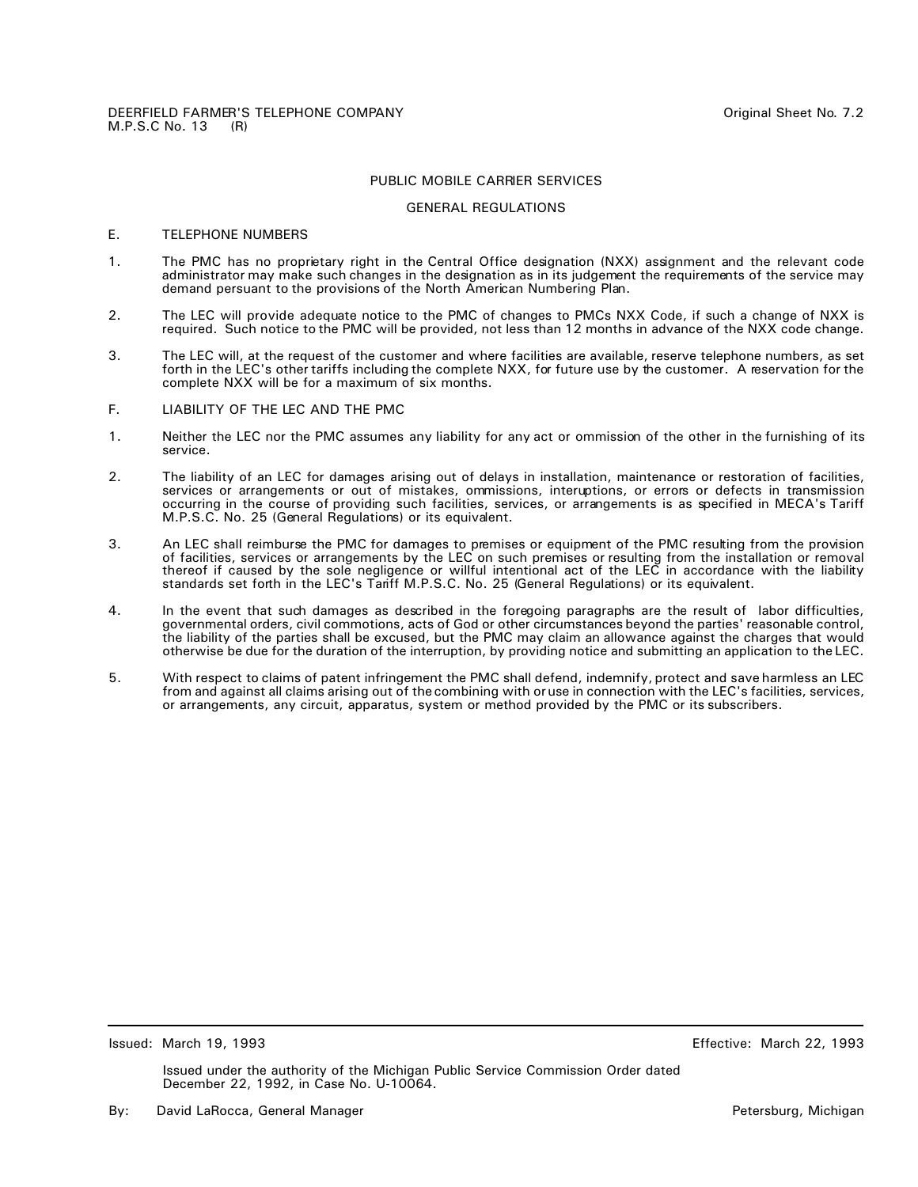DEERFIELD FARMER'S TELEPHONE COMPANY
M.P.S.C No. 13 (R)

Original Sheet No. 7.2

PUBLIC MOBILE CARRIER SERVICES

GENERAL REGULATIONS

E. TELEPHONE NUMBERS

1. The PMC has no proprietary right in the Central Office designation (NXX) assignment and the relevant code administrator may make such changes in the designation as in its judgement the requirements of the service may demand persuant to the provisions of the North American Numbering Plan.

2. The LEC will provide adequate notice to the PMC of changes to PMCs NXX Code, if such a change of NXX is required. Such notice to the PMC will be provided, not less than 12 months in advance of the NXX code change.

3. The LEC will, at the request of the customer and where facilities are available, reserve telephone numbers, as set forth in the LEC's other tariffs including the complete NXX, for future use by the customer. A reservation for the complete NXX will be for a maximum of six months.

F. LIABILITY OF THE LEC AND THE PMC

1. Neither the LEC nor the PMC assumes any liability for any act or ommission of the other in the furnishing of its service.

2. The liability of an LEC for damages arising out of delays in installation, maintenance or restoration of facilities, services or arrangements or out of mistakes, ommissions, interuptions, or errors or defects in transmission occurring in the course of providing such facilities, services, or arrangements is as specified in MECA's Tariff M.P.S.C. No. 25 (General Regulations) or its equivalent.

3. An LEC shall reimburse the PMC for damages to premises or equipment of the PMC resulting from the provision of facilities, services or arrangements by the LEC on such premises or resulting from the installation or removal thereof if caused by the sole negligence or willful intentional act of the LEC in accordance with the liability standards set forth in the LEC's Tariff M.P.S.C. No. 25 (General Regulations) or its equivalent.

4. In the event that such damages as described in the foregoing paragraphs are the result of labor difficulties, governmental orders, civil commotions, acts of God or other circumstances beyond the parties' reasonable control, the liability of the parties shall be excused, but the PMC may claim an allowance against the charges that would otherwise be due for the duration of the interruption, by providing notice and submitting an application to the LEC.

5. With respect to claims of patent infringement the PMC shall defend, indemnify, protect and save harmless an LEC from and against all claims arising out of the combining with or use in connection with the LEC's facilities, services, or arrangements, any circuit, apparatus, system or method provided by the PMC or its subscribers.

Issued: March 19, 1993

Effective: March 22, 1993

Issued under the authority of the Michigan Public Service Commission Order dated December 22, 1992, in Case No. U-10064.

By: David LaRocca, General Manager

Petersburg, Michigan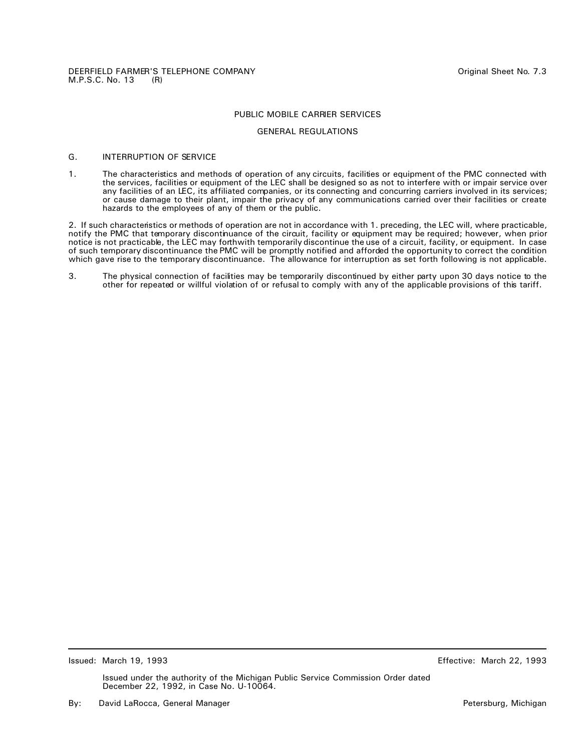DEERFIELD FARMER'S TELEPHONE COMPANY
M.P.S.C. No. 13 (R)

Original Sheet No. 7.3

PUBLIC MOBILE CARRIER SERVICES

GENERAL REGULATIONS

G. INTERRUPTION OF SERVICE

1. The characteristics and methods of operation of any circuits, facilities or equipment of the PMC connected with the services, facilities or equipment of the LEC shall be designed so as not to interfere with or impair service over any facilities of an LEC, its affiliated companies, or its connecting and concurring carriers involved in its services; or cause damage to their plant, impair the privacy of any communications carried over their facilities or create hazards to the employees of any of them or the public.

2. If such characteristics or methods of operation are not in accordance with 1. preceding, the LEC will, where practicable, notify the PMC that temporary discontinuance of the circuit, facility or equipment may be required; however, when prior notice is not practicable, the LEC may forthwith temporarily discontinue the use of a circuit, facility, or equipment. In case of such temporary discontinuance the PMC will be promptly notified and afforded the opportunity to correct the condition which gave rise to the temporary discontinuance. The allowance for interruption as set forth following is not applicable.

3. The physical connection of facilities may be temporarily discontinued by either party upon 30 days notice to the other for repeated or willful violation of or refusal to comply with any of the applicable provisions of this tariff.

Issued: March 19, 1993

Effective: March 22, 1993

Issued under the authority of the Michigan Public Service Commission Order dated December 22, 1992, in Case No. U-10064.

By: David LaRocca, General Manager

Petersburg, Michigan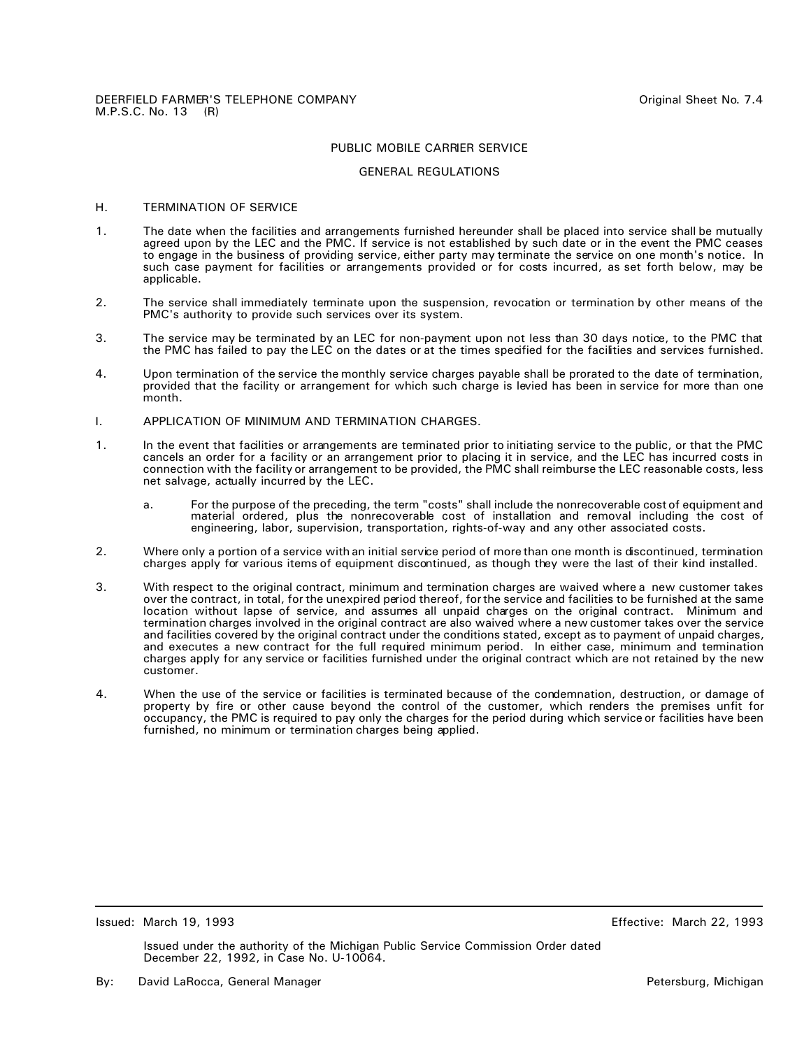PUBLIC MOBILE CARRIER SERVICE

GENERAL REGULATIONS

H. TERMINATION OF SERVICE

1. The date when the facilities and arrangements furnished hereunder shall be placed into service shall be mutually agreed upon by the LEC and the PMC. If service is not established by such date or in the event the PMC ceases to engage in the business of providing service, either party may terminate the service on one month's notice. In such case payment for facilities or arrangements provided or for costs incurred, as set forth below, may be applicable.

2. The service shall immediately terminate upon the suspension, revocation or termination by other means of the PMC's authority to provide such services over its system.

3. The service may be terminated by an LEC for non-payment upon not less than 30 days notice, to the PMC that the PMC has failed to pay the LEC on the dates or at the times specified for the facilities and services furnished.

4. Upon termination of the service the monthly service charges payable shall be prorated to the date of termination, provided that the facility or arrangement for which such charge is levied has been in service for more than one month.

I. APPLICATION OF MINIMUM AND TERMINATION CHARGES.

1. In the event that facilities or arrangements are terminated prior to initiating service to the public, or that the PMC cancels an order for a facility or an arrangement prior to placing it in service, and the LEC has incurred costs in connection with the facility or arrangement to be provided, the PMC shall reimburse the LEC reasonable costs, less net salvage, actually incurred by the LEC.

   a. For the purpose of the preceding, the term "costs" shall include the nonrecoverable cost of equipment and material ordered, plus the nonrecoverable cost of installation and removal including the cost of engineering, labor, supervision, transportation, rights-of-way and any other associated costs.

2. Where only a portion of a service with an initial service period of more than one month is discontinued, termination charges apply for various items of equipment discontinued, as though they were the last of their kind installed.

3. With respect to the original contract, minimum and termination charges are waived where a new customer takes over the contract, in total, for the unexpired period thereof, for the service and facilities to be furnished at the same location without lapse of service, and assumes all unpaid charges on the original contract. Minimum and termination charges involved in the original contract are also waived where a new customer takes over the service and facilities covered by the original contract under the conditions stated, except as to payment of unpaid charges, and executes a new contract for the full required minimum period. In either case, minimum and termination charges apply for any service or facilities furnished under the original contract which are not retained by the new customer.

4. When the use of the service or facilities is terminated because of the condemnation, destruction, or damage of property by fire or other cause beyond the control of the customer, which renders the premises unfit for occupancy, the PMC is required to pay only the charges for the period during which service or facilities have been furnished, no minimum or termination charges being applied.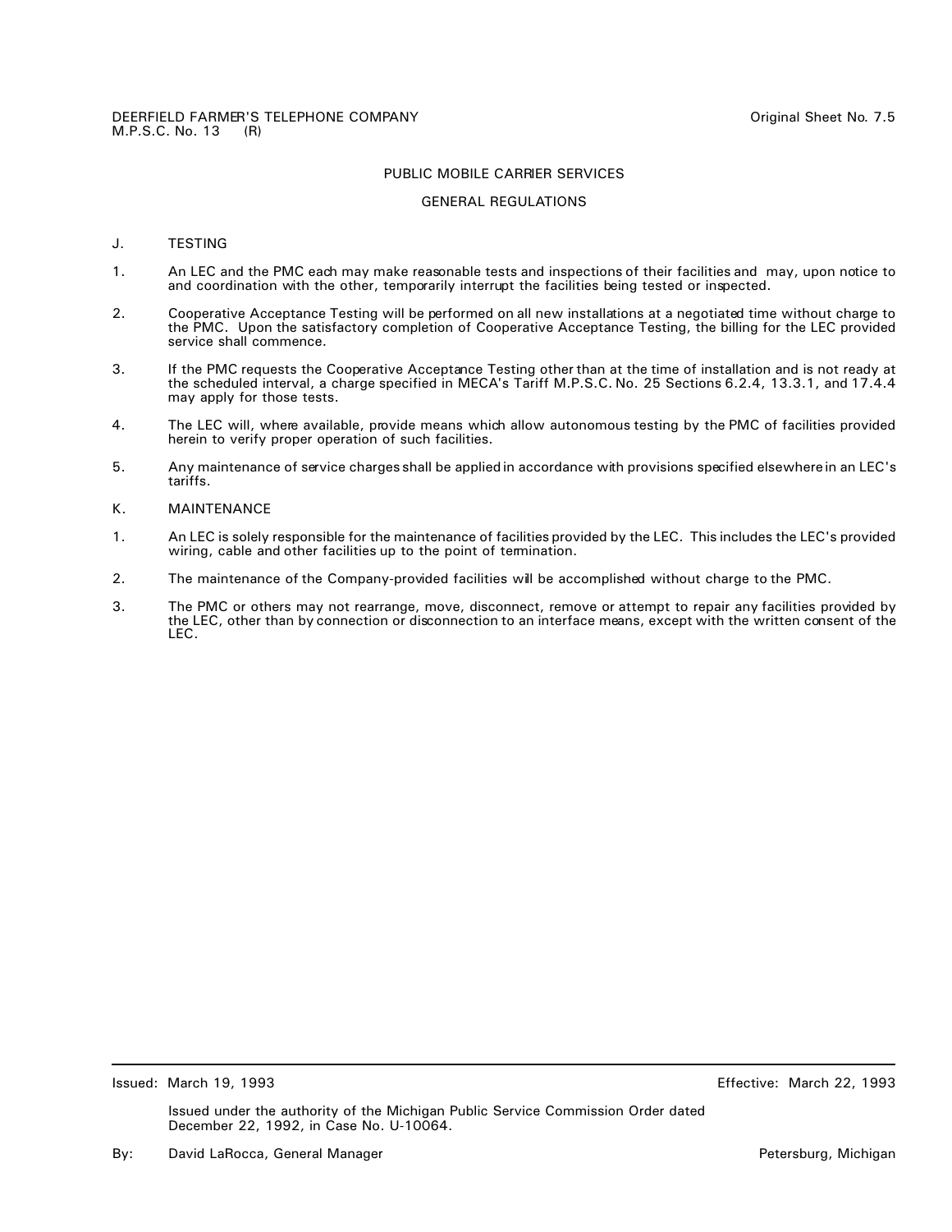DEERFIELD FARMER'S TELEPHONE COMPANY
M.P.S.C. No. 13 (R)

Original Sheet No. 7.5

## PUBLIC MOBILE CARRIER SERVICES

## GENERAL REGULATIONS

### J. TESTING

1. An LEC and the PMC each may make reasonable tests and inspections of their facilities and may, upon notice to and coordination with the other, temporarily interrupt the facilities being tested or inspected.

2. Cooperative Acceptance Testing will be performed on all new installations at a negotiated time without charge to the PMC. Upon the satisfactory completion of Cooperative Acceptance Testing, the billing for the LEC provided service shall commence.

3. If the PMC requests the Cooperative Acceptance Testing other than at the time of installation and is not ready at the scheduled interval, a charge specified in MECA's Tariff M.P.S.C. No. 25 Sections 6.2.4, 13.3.1, and 17.4.4 may apply for those tests.

4. The LEC will, where available, provide means which allow autonomous testing by the PMC of facilities provided herein to verify proper operation of such facilities.

5. Any maintenance of service charges shall be applied in accordance with provisions specified elsewhere in an LEC's tariffs.

### K. MAINTENANCE

1. An LEC is solely responsible for the maintenance of facilities provided by the LEC. This includes the LEC's provided wiring, cable and other facilities up to the point of termination.

2. The maintenance of the Company-provided facilities will be accomplished without charge to the PMC.

3. The PMC or others may not rearrange, move, disconnect, remove or attempt to repair any facilities provided by the LEC, other than by connection or disconnection to an interface means, except with the written consent of the LEC.

---

Issued: March 19, 1993

Effective: March 22, 1993

Issued under the authority of the Michigan Public Service Commission Order dated December 22, 1992, in Case No. U-10064.

By: David LaRocca, General Manager

Petersburg, Michigan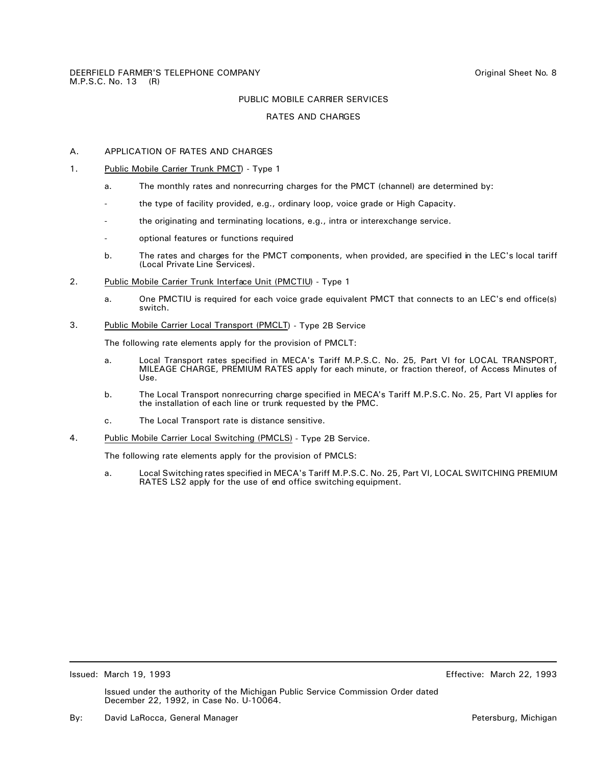DEERFIELD FARMER'S TELEPHONE COMPANY
M.P.S.C. No. 13 (R)

Original Sheet No. 8

PUBLIC MOBILE CARRIER SERVICES

RATES AND CHARGES

A. APPLICATION OF RATES AND CHARGES

1. Public Mobile Carrier Trunk PMCT) - Type 1

   a. The monthly rates and nonrecurring charges for the PMCT (channel) are determined by:

   - the type of facility provided, e.g., ordinary loop, voice grade or High Capacity.
   - the originating and terminating locations, e.g., intra or interexchange service.
   - optional features or functions required

   b. The rates and charges for the PMCT components, when provided, are specified in the LEC's local tariff (Local Private Line Services).

2. Public Mobile Carrier Trunk Interface Unit (PMCTIU) - Type 1

   a. One PMCTIU is required for each voice grade equivalent PMCT that connects to an LEC's end office(s) switch.

3. Public Mobile Carrier Local Transport (PMCLT) - Type 2B Service

   The following rate elements apply for the provision of PMCLT:

   a. Local Transport rates specified in MECA's Tariff M.P.S.C. No. 25, Part VI for LOCAL TRANSPORT, MILEAGE CHARGE, PREMIUM RATES apply for each minute, or fraction thereof, of Access Minutes of Use.

   b. The Local Transport nonrecurring charge specified in MECA's Tariff M.P.S.C. No. 25, Part VI applies for the installation of each line or trunk requested by the PMC.

   c. The Local Transport rate is distance sensitive.

4. Public Mobile Carrier Local Switching (PMCLS) - Type 2B Service.

   The following rate elements apply for the provision of PMCLS:

   a. Local Switching rates specified in MECA's Tariff M.P.S.C. No. 25, Part VI, LOCAL SWITCHING PREMIUM RATES LS2 apply for the use of end office switching equipment.

---

Issued: March 19, 1993

Effective: March 22, 1993

Issued under the authority of the Michigan Public Service Commission Order dated December 22, 1992, in Case No. U-10064.

By: David LaRocca, General Manager

Petersburg, Michigan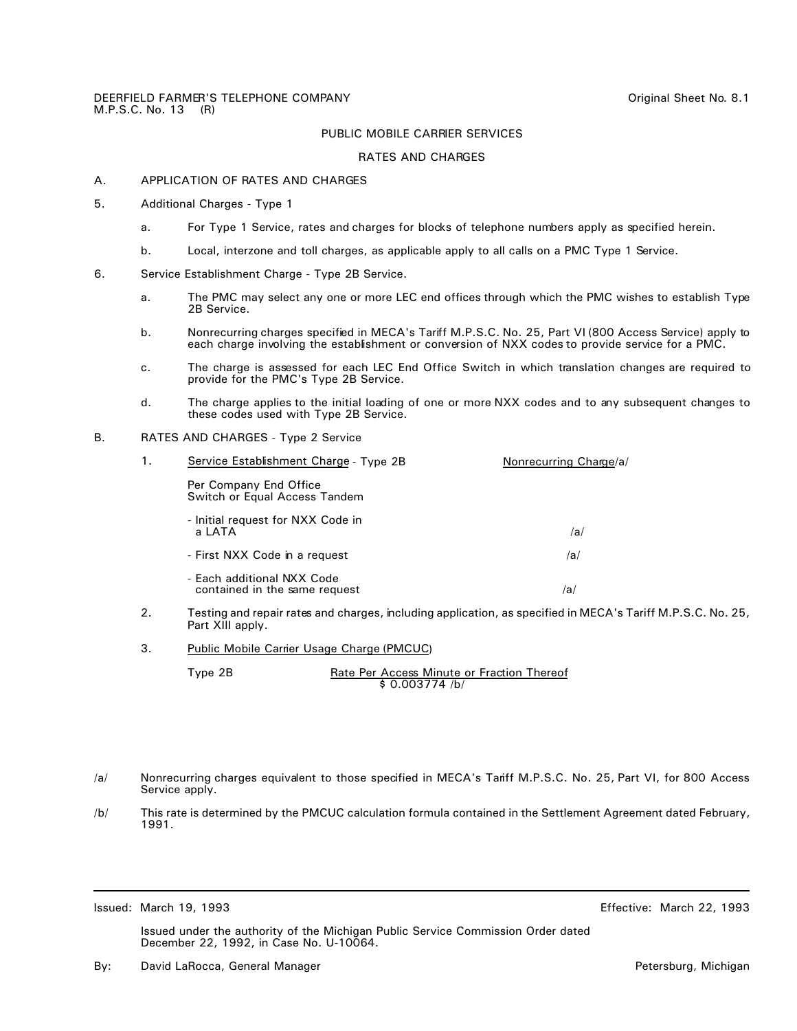DEERFIELD FARMER'S TELEPHONE COMPANY
M.P.S.C. No. 13 (R)

Original Sheet No. 8.1

PUBLIC MOBILE CARRIER SERVICES

RATES AND CHARGES

A. APPLICATION OF RATES AND CHARGES

5. Additional Charges - Type 1

   a. For Type 1 Service, rates and charges for blocks of telephone numbers apply as specified herein.

   b. Local, interzone and toll charges, as applicable apply to all calls on a PMC Type 1 Service.

6. Service Establishment Charge - Type 2B Service.

   a. The PMC may select any one or more LEC end offices through which the PMC wishes to establish Type 2B Service.

   b. Nonrecurring charges specified in MECA's Tariff M.P.S.C. No. 25, Part VI (800 Access Service) apply to each charge involving the establishment or conversion of NXX codes to provide service for a PMC.

   c. The charge is assessed for each LEC End Office Switch in which translation changes are required to provide for the PMC's Type 2B Service.

   d. The charge applies to the initial loading of one or more NXX codes and to any subsequent changes to these codes used with Type 2B Service.

B. RATES AND CHARGES - Type 2 Service

   1. Service Establishment Charge - Type 2B

| Per Company End Office Switch or Equal Access Tandem | Nonrecurring Charge/a/ |
|---|---|
| - Initial request for NXX Code in a LATA | /a/ |
| - First NXX Code in a request | /a/ |
| - Each additional NXX Code contained in the same request | /a/ |

   2. Testing and repair rates and charges, including application, as specified in MECA's Tariff M.P.S.C. No. 25, Part XIII apply.

   3. Public Mobile Carrier Usage Charge (PMCUC)

| | Rate Per Access Minute or Fraction Thereof |
|---|---|
| Type 2B | $ 0.003774 /b/ |

/a/ Nonrecurring charges equivalent to those specified in MECA's Tariff M.P.S.C. No. 25, Part VI, for 800 Access Service apply.

/b/ This rate is determined by the PMCUC calculation formula contained in the Settlement Agreement dated February, 1991.

Issued: March 19, 1993

Effective: March 22, 1993

Issued under the authority of the Michigan Public Service Commission Order dated December 22, 1992, in Case No. U-10064.

By: David LaRocca, General Manager

Petersburg, Michigan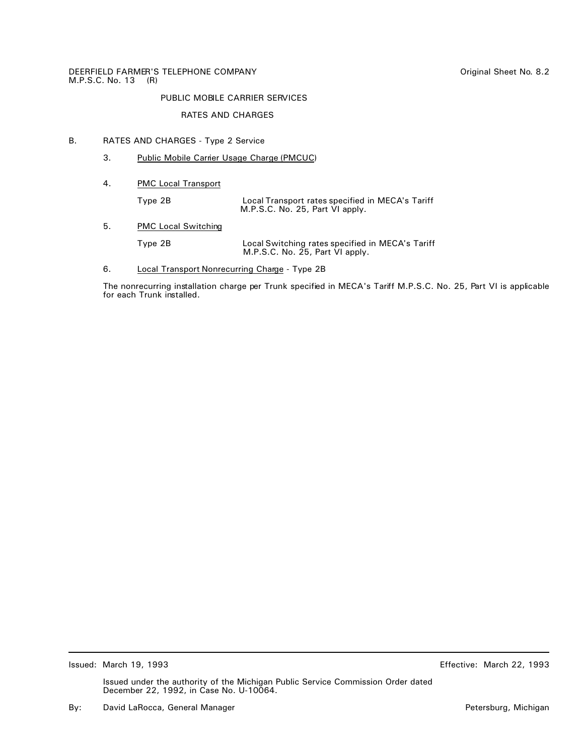DEERFIELD FARMER'S TELEPHONE COMPANY
M.P.S.C. No. 13 (R)

Original Sheet No. 8.2

PUBLIC MOBILE CARRIER SERVICES

RATES AND CHARGES

B. RATES AND CHARGES - Type 2 Service

3. Public Mobile Carrier Usage Charge (PMCUC)

4. PMC Local Transport

| | |
|---|---|
| Type 2B | Local Transport rates specified in MECA's Tariff M.P.S.C. No. 25, Part VI apply. |

5. PMC Local Switching

| | |
|---|---|
| Type 2B | Local Switching rates specified in MECA's Tariff M.P.S.C. No. 25, Part VI apply. |

6. Local Transport Nonrecurring Charge - Type 2B

The nonrecurring installation charge per Trunk specified in MECA's Tariff M.P.S.C. No. 25, Part VI is applicable for each Trunk installed.

Issued: March 19, 1993

Effective: March 22, 1993

Issued under the authority of the Michigan Public Service Commission Order dated December 22, 1992, in Case No. U-10064.

By: David LaRocca, General Manager

Petersburg, Michigan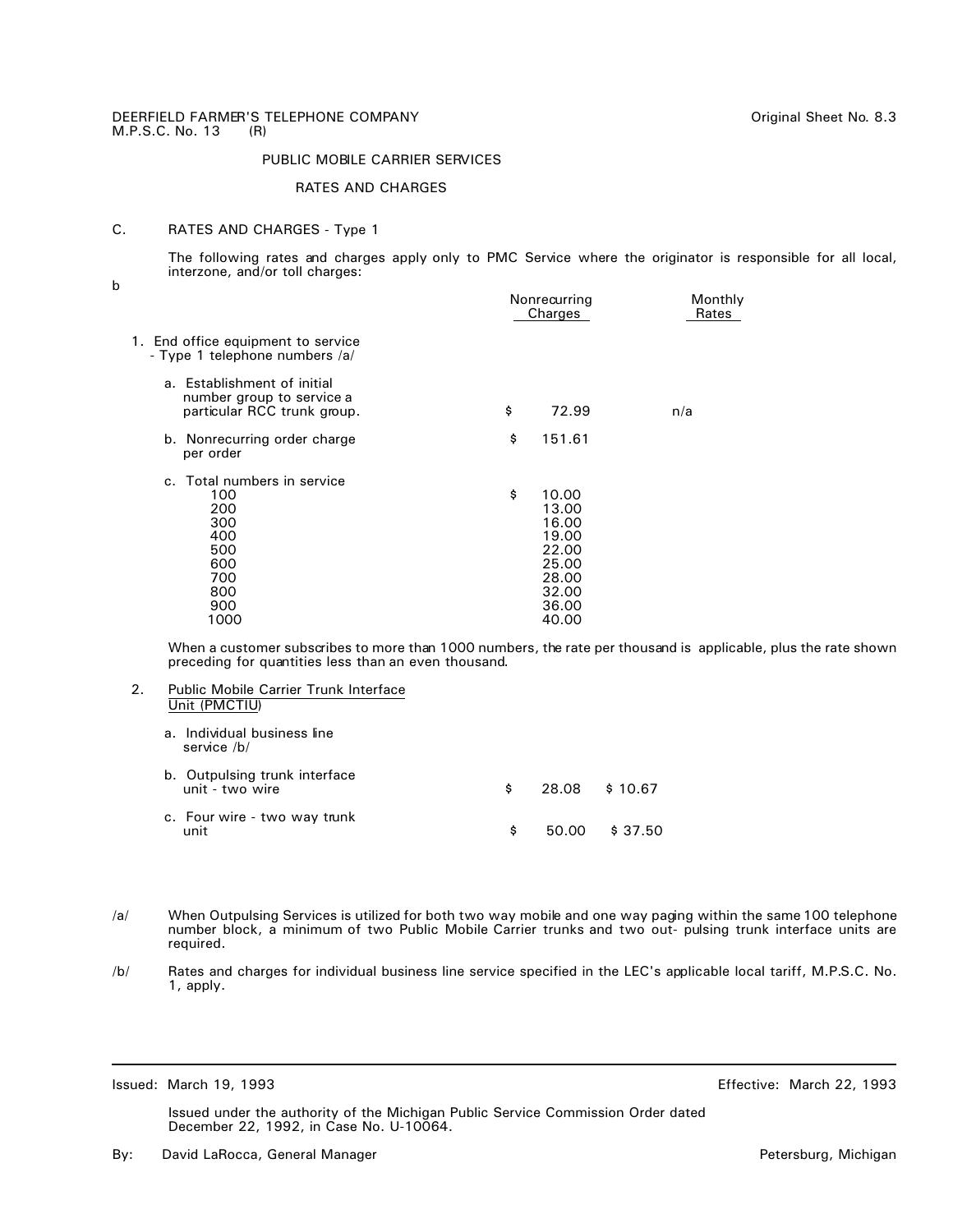DEERFIELD FARMER'S TELEPHONE COMPANY
M.P.S.C. No. 13 (R)

Original Sheet No. 8.3

PUBLIC MOBILE CARRIER SERVICES

RATES AND CHARGES

C. RATES AND CHARGES - Type 1

The following rates and charges apply only to PMC Service where the originator is responsible for all local, interzone, and/or toll charges:

b

| | Nonrecurring Charges | Monthly Rates |
|---|---|---|
| 1. End office equipment to service - Type 1 telephone numbers /a/ | | |
| a. Establishment of initial number group to service a particular RCC trunk group. | $ 72.99 | n/a |
| b. Nonrecurring order charge per order | $ 151.61 | |
| c. Total numbers in service | | |
| 100 | $ 10.00 | |
| 200 | 13.00 | |
| 300 | 16.00 | |
| 400 | 19.00 | |
| 500 | 22.00 | |
| 600 | 25.00 | |
| 700 | 28.00 | |
| 800 | 32.00 | |
| 900 | 36.00 | |
| 1000 | 40.00 | |

When a customer subscribes to more than 1000 numbers, the rate per thousand is applicable, plus the rate shown preceding for quantities less than an even thousand.

2. Public Mobile Carrier Trunk Interface Unit (PMCTIU)

| | Nonrecurring Charges | Monthly Rates |
|---|---|---|
| a. Individual business line service /b/ | | |
| b. Outpulsing trunk interface unit - two wire | $ 28.08 | $ 10.67 |
| c. Four wire - two way trunk unit | $ 50.00 | $ 37.50 |

/a/ When Outpulsing Services is utilized for both two way mobile and one way paging within the same 100 telephone number block, a minimum of two Public Mobile Carrier trunks and two out- pulsing trunk interface units are required.

/b/ Rates and charges for individual business line service specified in the LEC's applicable local tariff, M.P.S.C. No. 1, apply.

Issued: March 19, 1993 Effective: March 22, 1993

Issued under the authority of the Michigan Public Service Commission Order dated December 22, 1992, in Case No. U-10064.

By: David LaRocca, General Manager Petersburg, Michigan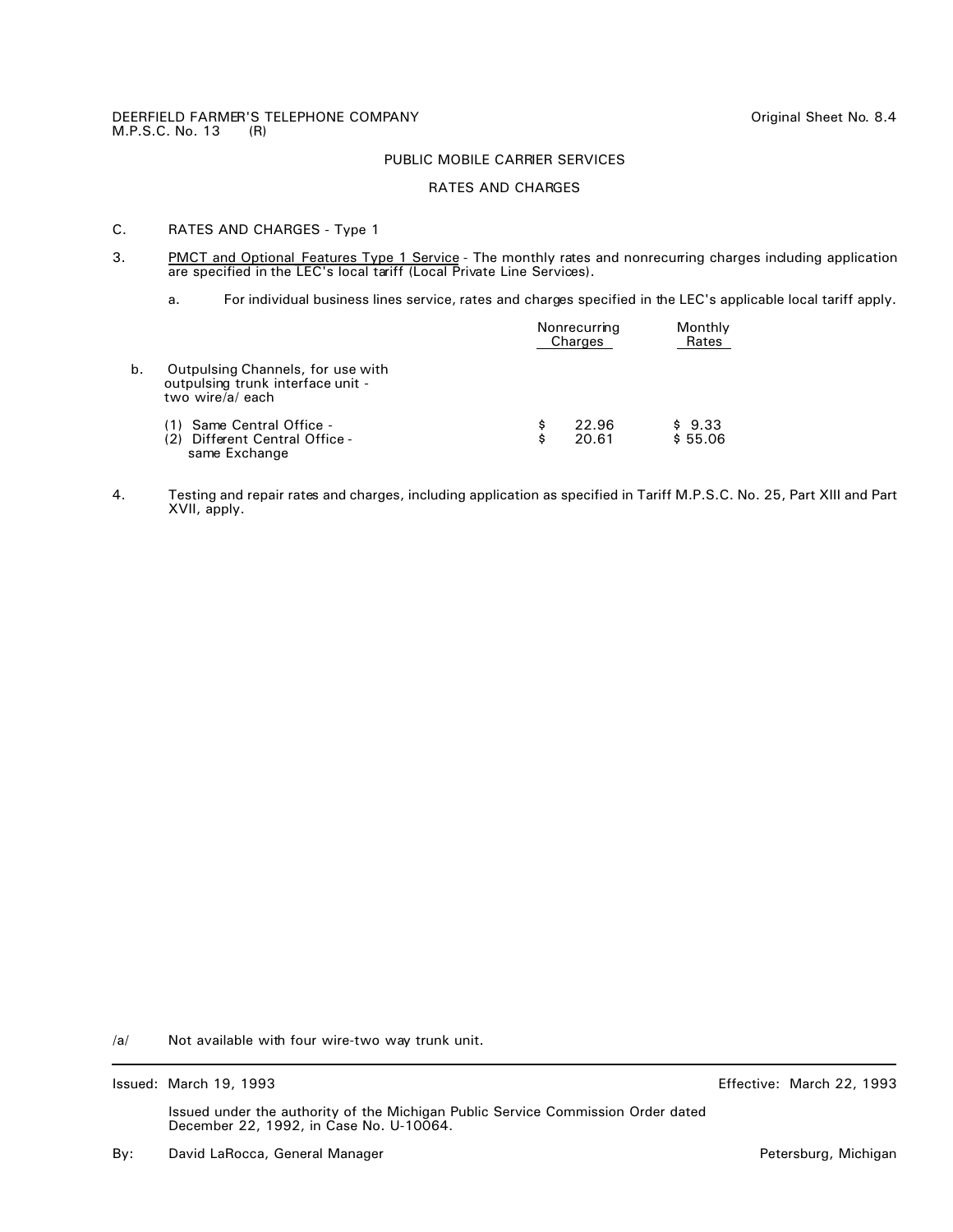DEERFIELD FARMER'S TELEPHONE COMPANY
M.P.S.C. No. 13 (R)

Original Sheet No. 8.4

PUBLIC MOBILE CARRIER SERVICES

RATES AND CHARGES

C. RATES AND CHARGES - Type 1

3. PMCT and Optional Features Type 1 Service - The monthly rates and nonrecurring charges including application are specified in the LEC's local tariff (Local Private Line Services).

   a. For individual business lines service, rates and charges specified in the LEC's applicable local tariff apply.

| | Nonrecurring Charges | Monthly Rates |
|---|---|---|
| b. Outpulsing Channels, for use with outpulsing trunk interface unit - two wire/a/ each | | |
| (1) Same Central Office - | $ 22.96 | $ 9.33 |
| (2) Different Central Office - same Exchange | $ 20.61 | $ 55.06 |

4. Testing and repair rates and charges, including application as specified in Tariff M.P.S.C. No. 25, Part XIII and Part XVII, apply.

/a/ Not available with four wire-two way trunk unit.

Issued: March 19, 1993

Effective: March 22, 1993

Issued under the authority of the Michigan Public Service Commission Order dated December 22, 1992, in Case No. U-10064.

By: David LaRocca, General Manager

Petersburg, Michigan